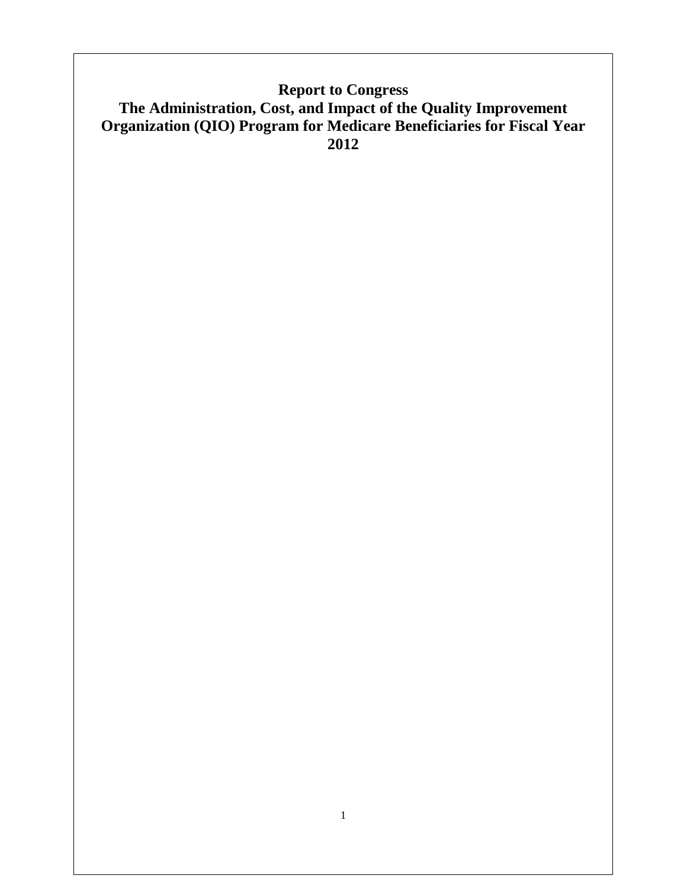# Report to Congress

# The Administration, Cost, and Impact of the Quality Improvement Organization (QIO) Program for Medicare Beneficiaries for Fiscal Year 2012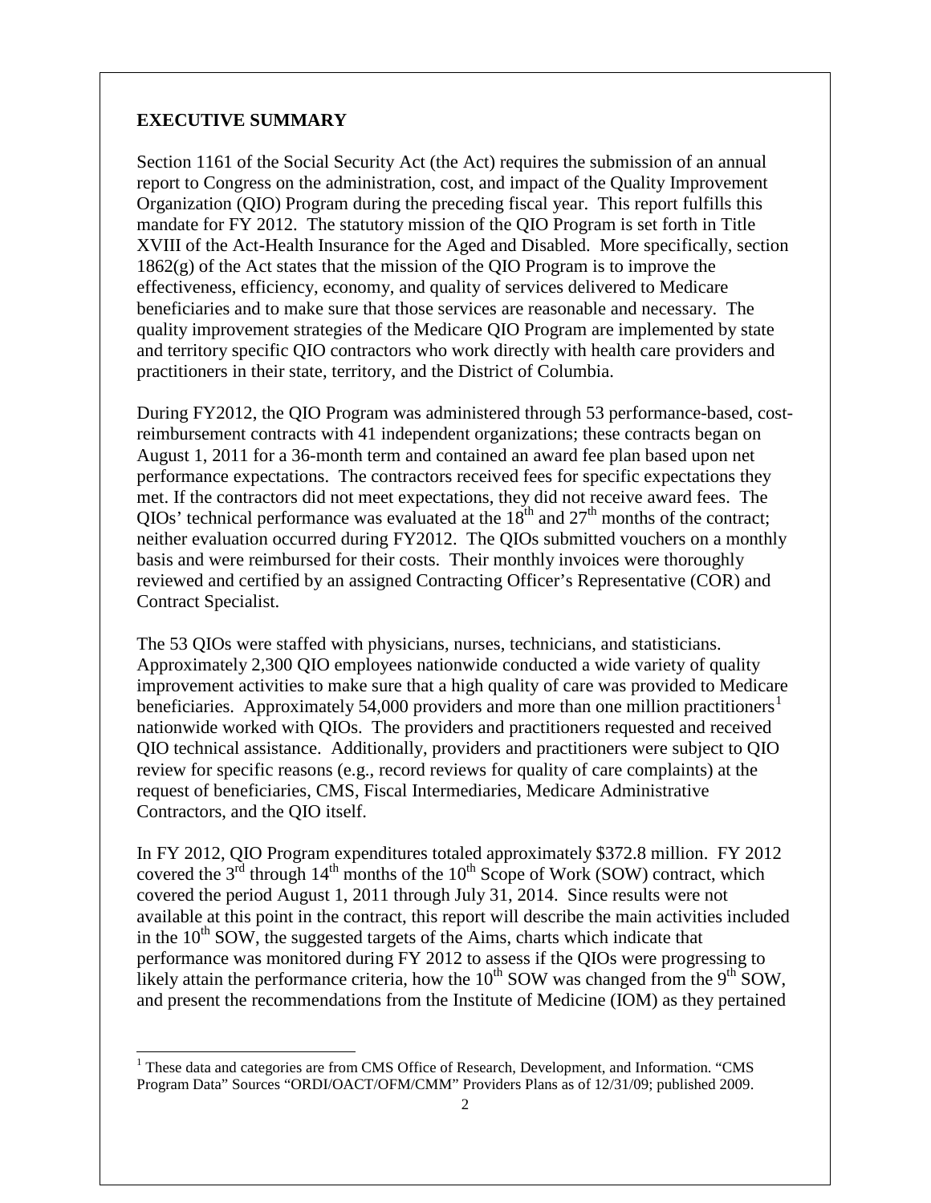## EXECUTIVE SUMMARY

Section 1161 of the Social Security Act (the Act) requires the submission of an annual report to Congress on the administration, cost, and impact of the Quality Improvement Organization (QIO) Program during the preceding fiscal year. This report fulfills this mandate for FY 2012. The statutory mission of the QIO Program is set forth in Title XVIII of the Act-Health Insurance for the Aged and Disabled. More specifically, section 1862(g) of the Act states that the mission of the QIO Program is to improve the effectiveness, efficiency, economy, and quality of services delivered to Medicare beneficiaries and to make sure that those services are reasonable and necessary. The quality improvement strategies of the Medicare QIO Program are implemented by state and territory specific QIO contractors who work directly with health care providers and practitioners in their state, territory, and the District of Columbia.

During FY2012, the QIO Program was administered through 53 performance-based, cost-reimbursement contracts with 41 independent organizations; these contracts began on August 1, 2011 for a 36-month term and contained an award fee plan based upon net performance expectations. The contractors received fees for specific expectations they met. If the contractors did not meet expectations, they did not receive award fees. The QIOs' technical performance was evaluated at the 18th and 27th months of the contract; neither evaluation occurred during FY2012. The QIOs submitted vouchers on a monthly basis and were reimbursed for their costs. Their monthly invoices were thoroughly reviewed and certified by an assigned Contracting Officer's Representative (COR) and Contract Specialist.

The 53 QIOs were staffed with physicians, nurses, technicians, and statisticians. Approximately 2,300 QIO employees nationwide conducted a wide variety of quality improvement activities to make sure that a high quality of care was provided to Medicare beneficiaries. Approximately 54,000 providers and more than one million practitioners[1] nationwide worked with QIOs. The providers and practitioners requested and received QIO technical assistance. Additionally, providers and practitioners were subject to QIO review for specific reasons (e.g., record reviews for quality of care complaints) at the request of beneficiaries, CMS, Fiscal Intermediaries, Medicare Administrative Contractors, and the QIO itself.

In FY 2012, QIO Program expenditures totaled approximately $372.8 million. FY 2012 covered the 3rd through 14th months of the 10th Scope of Work (SOW) contract, which covered the period August 1, 2011 through July 31, 2014. Since results were not available at this point in the contract, this report will describe the main activities included in the 10th SOW, the suggested targets of the Aims, charts which indicate that performance was monitored during FY 2012 to assess if the QIOs were progressing to likely attain the performance criteria, how the 10th SOW was changed from the 9th SOW, and present the recommendations from the Institute of Medicine (IOM) as they pertained

[1] These data and categories are from CMS Office of Research, Development, and Information. "CMS Program Data" Sources "ORDI/OACT/OFM/CMM" Providers Plans as of 12/31/09; published 2009.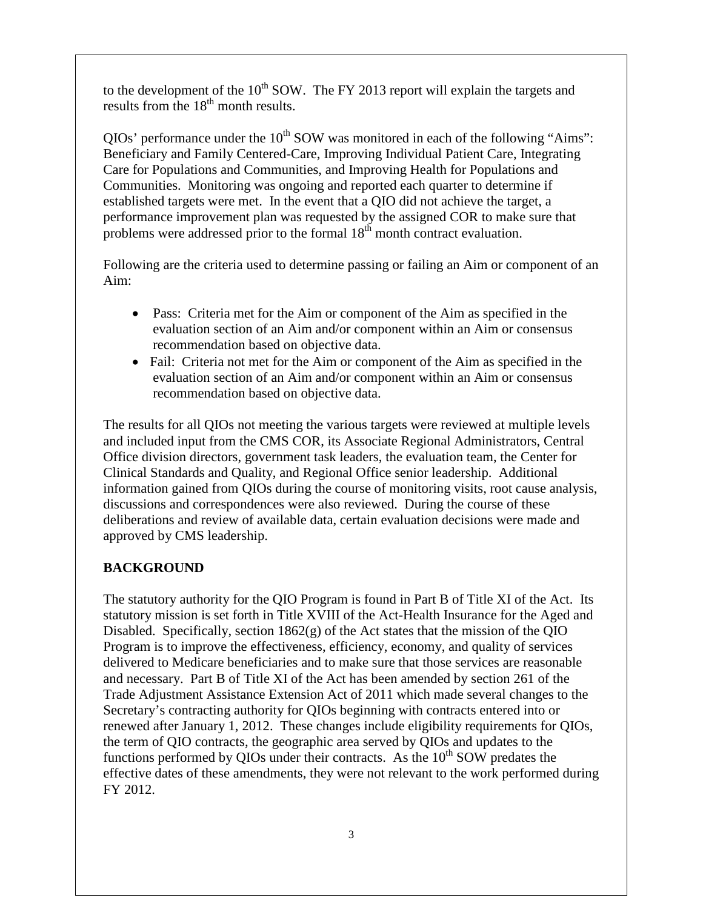to the development of the 10th SOW. The FY 2013 report will explain the targets and results from the 18th month results.

QIOs' performance under the 10th SOW was monitored in each of the following "Aims": Beneficiary and Family Centered-Care, Improving Individual Patient Care, Integrating Care for Populations and Communities, and Improving Health for Populations and Communities. Monitoring was ongoing and reported each quarter to determine if established targets were met. In the event that a QIO did not achieve the target, a performance improvement plan was requested by the assigned COR to make sure that problems were addressed prior to the formal 18th month contract evaluation.

Following are the criteria used to determine passing or failing an Aim or component of an Aim:

- Pass: Criteria met for the Aim or component of the Aim as specified in the evaluation section of an Aim and/or component within an Aim or consensus recommendation based on objective data.
- Fail: Criteria not met for the Aim or component of the Aim as specified in the evaluation section of an Aim and/or component within an Aim or consensus recommendation based on objective data.

The results for all QIOs not meeting the various targets were reviewed at multiple levels and included input from the CMS COR, its Associate Regional Administrators, Central Office division directors, government task leaders, the evaluation team, the Center for Clinical Standards and Quality, and Regional Office senior leadership. Additional information gained from QIOs during the course of monitoring visits, root cause analysis, discussions and correspondences were also reviewed. During the course of these deliberations and review of available data, certain evaluation decisions were made and approved by CMS leadership.

## BACKGROUND

The statutory authority for the QIO Program is found in Part B of Title XI of the Act. Its statutory mission is set forth in Title XVIII of the Act-Health Insurance for the Aged and Disabled. Specifically, section 1862(g) of the Act states that the mission of the QIO Program is to improve the effectiveness, efficiency, economy, and quality of services delivered to Medicare beneficiaries and to make sure that those services are reasonable and necessary. Part B of Title XI of the Act has been amended by section 261 of the Trade Adjustment Assistance Extension Act of 2011 which made several changes to the Secretary's contracting authority for QIOs beginning with contracts entered into or renewed after January 1, 2012. These changes include eligibility requirements for QIOs, the term of QIO contracts, the geographic area served by QIOs and updates to the functions performed by QIOs under their contracts. As the 10th SOW predates the effective dates of these amendments, they were not relevant to the work performed during FY 2012.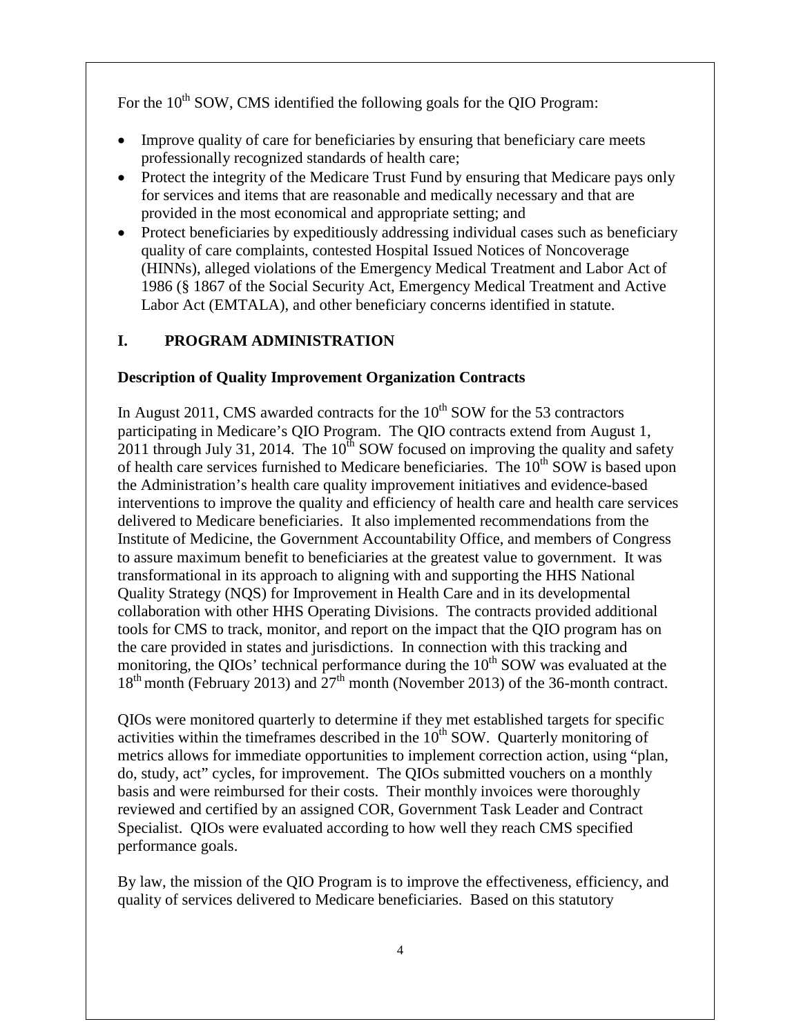For the 10th SOW, CMS identified the following goals for the QIO Program:

- Improve quality of care for beneficiaries by ensuring that beneficiary care meets professionally recognized standards of health care;
- Protect the integrity of the Medicare Trust Fund by ensuring that Medicare pays only for services and items that are reasonable and medically necessary and that are provided in the most economical and appropriate setting; and
- Protect beneficiaries by expeditiously addressing individual cases such as beneficiary quality of care complaints, contested Hospital Issued Notices of Noncoverage (HINNs), alleged violations of the Emergency Medical Treatment and Labor Act of 1986 (§ 1867 of the Social Security Act, Emergency Medical Treatment and Active Labor Act (EMTALA), and other beneficiary concerns identified in statute.

## I. PROGRAM ADMINISTRATION

### Description of Quality Improvement Organization Contracts

In August 2011, CMS awarded contracts for the 10th SOW for the 53 contractors participating in Medicare's QIO Program. The QIO contracts extend from August 1, 2011 through July 31, 2014. The 10th SOW focused on improving the quality and safety of health care services furnished to Medicare beneficiaries. The 10th SOW is based upon the Administration's health care quality improvement initiatives and evidence-based interventions to improve the quality and efficiency of health care and health care services delivered to Medicare beneficiaries. It also implemented recommendations from the Institute of Medicine, the Government Accountability Office, and members of Congress to assure maximum benefit to beneficiaries at the greatest value to government. It was transformational in its approach to aligning with and supporting the HHS National Quality Strategy (NQS) for Improvement in Health Care and in its developmental collaboration with other HHS Operating Divisions. The contracts provided additional tools for CMS to track, monitor, and report on the impact that the QIO program has on the care provided in states and jurisdictions. In connection with this tracking and monitoring, the QIOs' technical performance during the 10th SOW was evaluated at the 18th month (February 2013) and 27th month (November 2013) of the 36-month contract.

QIOs were monitored quarterly to determine if they met established targets for specific activities within the timeframes described in the 10th SOW. Quarterly monitoring of metrics allows for immediate opportunities to implement correction action, using "plan, do, study, act" cycles, for improvement. The QIOs submitted vouchers on a monthly basis and were reimbursed for their costs. Their monthly invoices were thoroughly reviewed and certified by an assigned COR, Government Task Leader and Contract Specialist. QIOs were evaluated according to how well they reach CMS specified performance goals.

By law, the mission of the QIO Program is to improve the effectiveness, efficiency, and quality of services delivered to Medicare beneficiaries. Based on this statutory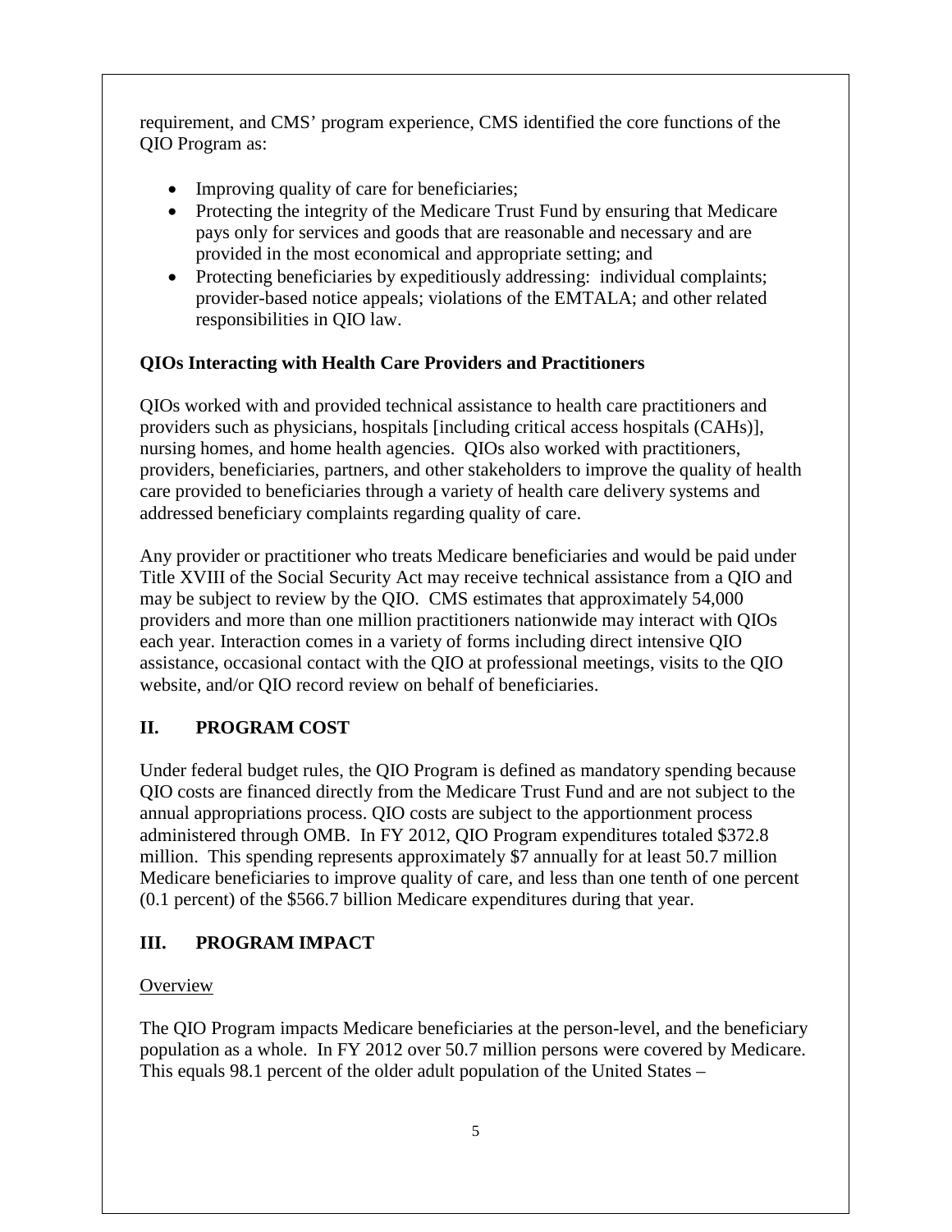requirement, and CMS' program experience, CMS identified the core functions of the QIO Program as:

- Improving quality of care for beneficiaries;
- Protecting the integrity of the Medicare Trust Fund by ensuring that Medicare pays only for services and goods that are reasonable and necessary and are provided in the most economical and appropriate setting; and
- Protecting beneficiaries by expeditiously addressing: individual complaints; provider-based notice appeals; violations of the EMTALA; and other related responsibilities in QIO law.

### QIOs Interacting with Health Care Providers and Practitioners

QIOs worked with and provided technical assistance to health care practitioners and providers such as physicians, hospitals [including critical access hospitals (CAHs)], nursing homes, and home health agencies. QIOs also worked with practitioners, providers, beneficiaries, partners, and other stakeholders to improve the quality of health care provided to beneficiaries through a variety of health care delivery systems and addressed beneficiary complaints regarding quality of care.

Any provider or practitioner who treats Medicare beneficiaries and would be paid under Title XVIII of the Social Security Act may receive technical assistance from a QIO and may be subject to review by the QIO. CMS estimates that approximately 54,000 providers and more than one million practitioners nationwide may interact with QIOs each year. Interaction comes in a variety of forms including direct intensive QIO assistance, occasional contact with the QIO at professional meetings, visits to the QIO website, and/or QIO record review on behalf of beneficiaries.

## II. PROGRAM COST

Under federal budget rules, the QIO Program is defined as mandatory spending because QIO costs are financed directly from the Medicare Trust Fund and are not subject to the annual appropriations process. QIO costs are subject to the apportionment process administered through OMB. In FY 2012, QIO Program expenditures totaled $372.8 million. This spending represents approximately $7 annually for at least 50.7 million Medicare beneficiaries to improve quality of care, and less than one tenth of one percent (0.1 percent) of the $566.7 billion Medicare expenditures during that year.

## III. PROGRAM IMPACT

Overview

The QIO Program impacts Medicare beneficiaries at the person-level, and the beneficiary population as a whole. In FY 2012 over 50.7 million persons were covered by Medicare. This equals 98.1 percent of the older adult population of the United States –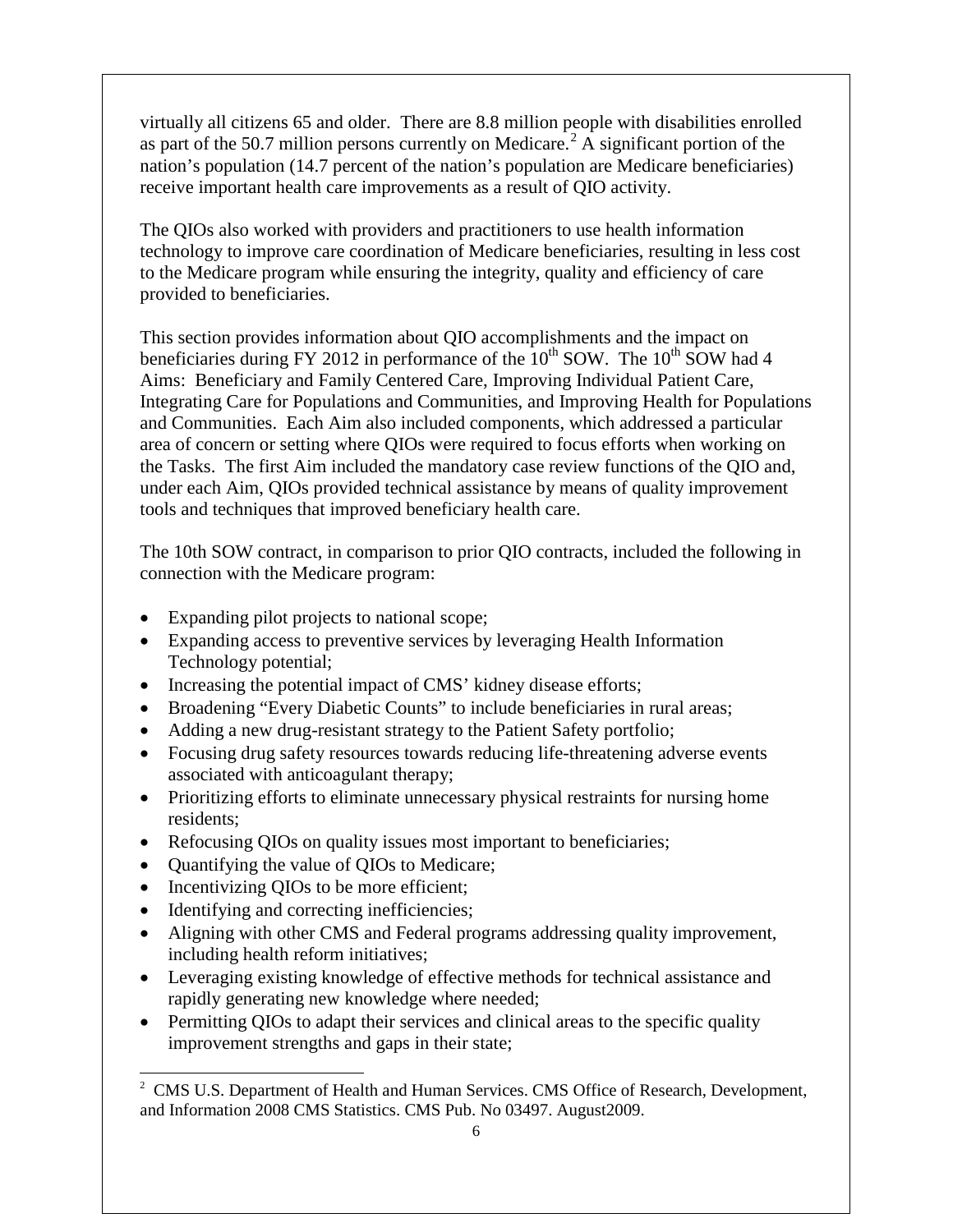virtually all citizens 65 and older. There are 8.8 million people with disabilities enrolled as part of the 50.7 million persons currently on Medicare.[2] A significant portion of the nation's population (14.7 percent of the nation's population are Medicare beneficiaries) receive important health care improvements as a result of QIO activity.

The QIOs also worked with providers and practitioners to use health information technology to improve care coordination of Medicare beneficiaries, resulting in less cost to the Medicare program while ensuring the integrity, quality and efficiency of care provided to beneficiaries.

This section provides information about QIO accomplishments and the impact on beneficiaries during FY 2012 in performance of the 10th SOW. The 10th SOW had 4 Aims: Beneficiary and Family Centered Care, Improving Individual Patient Care, Integrating Care for Populations and Communities, and Improving Health for Populations and Communities. Each Aim also included components, which addressed a particular area of concern or setting where QIOs were required to focus efforts when working on the Tasks. The first Aim included the mandatory case review functions of the QIO and, under each Aim, QIOs provided technical assistance by means of quality improvement tools and techniques that improved beneficiary health care.

The 10th SOW contract, in comparison to prior QIO contracts, included the following in connection with the Medicare program:

- Expanding pilot projects to national scope;
- Expanding access to preventive services by leveraging Health Information Technology potential;
- Increasing the potential impact of CMS' kidney disease efforts;
- Broadening "Every Diabetic Counts" to include beneficiaries in rural areas;
- Adding a new drug-resistant strategy to the Patient Safety portfolio;
- Focusing drug safety resources towards reducing life-threatening adverse events associated with anticoagulant therapy;
- Prioritizing efforts to eliminate unnecessary physical restraints for nursing home residents;
- Refocusing QIOs on quality issues most important to beneficiaries;
- Quantifying the value of QIOs to Medicare;
- Incentivizing QIOs to be more efficient;
- Identifying and correcting inefficiencies;
- Aligning with other CMS and Federal programs addressing quality improvement, including health reform initiatives;
- Leveraging existing knowledge of effective methods for technical assistance and rapidly generating new knowledge where needed;
- Permitting QIOs to adapt their services and clinical areas to the specific quality improvement strengths and gaps in their state;

[2] CMS U.S. Department of Health and Human Services. CMS Office of Research, Development, and Information 2008 CMS Statistics. CMS Pub. No 03497. August2009.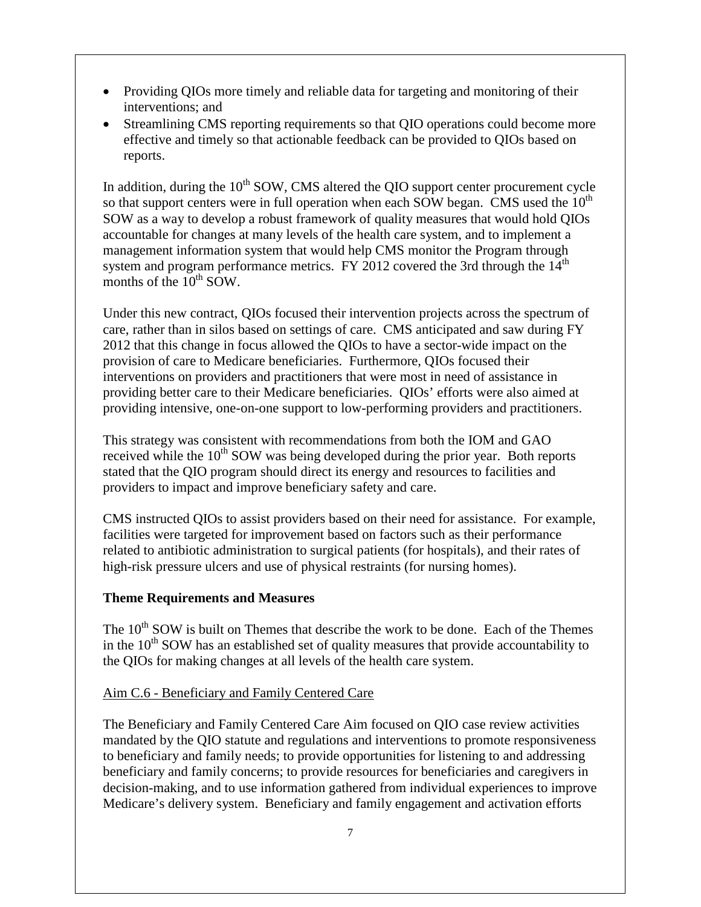- Providing QIOs more timely and reliable data for targeting and monitoring of their interventions; and
- Streamlining CMS reporting requirements so that QIO operations could become more effective and timely so that actionable feedback can be provided to QIOs based on reports.

In addition, during the 10th SOW, CMS altered the QIO support center procurement cycle so that support centers were in full operation when each SOW began. CMS used the 10th SOW as a way to develop a robust framework of quality measures that would hold QIOs accountable for changes at many levels of the health care system, and to implement a management information system that would help CMS monitor the Program through system and program performance metrics. FY 2012 covered the 3rd through the 14th months of the 10th SOW.

Under this new contract, QIOs focused their intervention projects across the spectrum of care, rather than in silos based on settings of care. CMS anticipated and saw during FY 2012 that this change in focus allowed the QIOs to have a sector-wide impact on the provision of care to Medicare beneficiaries. Furthermore, QIOs focused their interventions on providers and practitioners that were most in need of assistance in providing better care to their Medicare beneficiaries. QIOs' efforts were also aimed at providing intensive, one-on-one support to low-performing providers and practitioners.

This strategy was consistent with recommendations from both the IOM and GAO received while the 10th SOW was being developed during the prior year. Both reports stated that the QIO program should direct its energy and resources to facilities and providers to impact and improve beneficiary safety and care.

CMS instructed QIOs to assist providers based on their need for assistance. For example, facilities were targeted for improvement based on factors such as their performance related to antibiotic administration to surgical patients (for hospitals), and their rates of high-risk pressure ulcers and use of physical restraints (for nursing homes).

**Theme Requirements and Measures**

The 10th SOW is built on Themes that describe the work to be done. Each of the Themes in the 10th SOW has an established set of quality measures that provide accountability to the QIOs for making changes at all levels of the health care system.

<u>Aim C.6 - Beneficiary and Family Centered Care</u>

The Beneficiary and Family Centered Care Aim focused on QIO case review activities mandated by the QIO statute and regulations and interventions to promote responsiveness to beneficiary and family needs; to provide opportunities for listening to and addressing beneficiary and family concerns; to provide resources for beneficiaries and caregivers in decision-making, and to use information gathered from individual experiences to improve Medicare's delivery system. Beneficiary and family engagement and activation efforts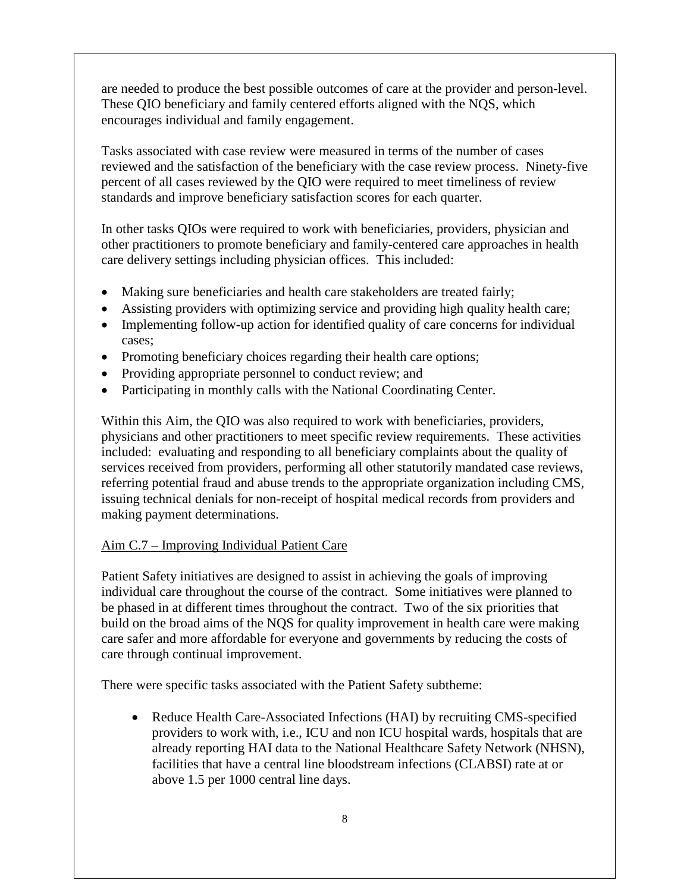are needed to produce the best possible outcomes of care at the provider and person-level. These QIO beneficiary and family centered efforts aligned with the NQS, which encourages individual and family engagement.

Tasks associated with case review were measured in terms of the number of cases reviewed and the satisfaction of the beneficiary with the case review process. Ninety-five percent of all cases reviewed by the QIO were required to meet timeliness of review standards and improve beneficiary satisfaction scores for each quarter.

In other tasks QIOs were required to work with beneficiaries, providers, physician and other practitioners to promote beneficiary and family-centered care approaches in health care delivery settings including physician offices. This included:

- Making sure beneficiaries and health care stakeholders are treated fairly;
- Assisting providers with optimizing service and providing high quality health care;
- Implementing follow-up action for identified quality of care concerns for individual cases;
- Promoting beneficiary choices regarding their health care options;
- Providing appropriate personnel to conduct review; and
- Participating in monthly calls with the National Coordinating Center.

Within this Aim, the QIO was also required to work with beneficiaries, providers, physicians and other practitioners to meet specific review requirements. These activities included: evaluating and responding to all beneficiary complaints about the quality of services received from providers, performing all other statutorily mandated case reviews, referring potential fraud and abuse trends to the appropriate organization including CMS, issuing technical denials for non-receipt of hospital medical records from providers and making payment determinations.

<u>Aim C.7 – Improving Individual Patient Care</u>

Patient Safety initiatives are designed to assist in achieving the goals of improving individual care throughout the course of the contract. Some initiatives were planned to be phased in at different times throughout the contract. Two of the six priorities that build on the broad aims of the NQS for quality improvement in health care were making care safer and more affordable for everyone and governments by reducing the costs of care through continual improvement.

There were specific tasks associated with the Patient Safety subtheme:

- Reduce Health Care-Associated Infections (HAI) by recruiting CMS-specified providers to work with, i.e., ICU and non ICU hospital wards, hospitals that are already reporting HAI data to the National Healthcare Safety Network (NHSN), facilities that have a central line bloodstream infections (CLABSI) rate at or above 1.5 per 1000 central line days.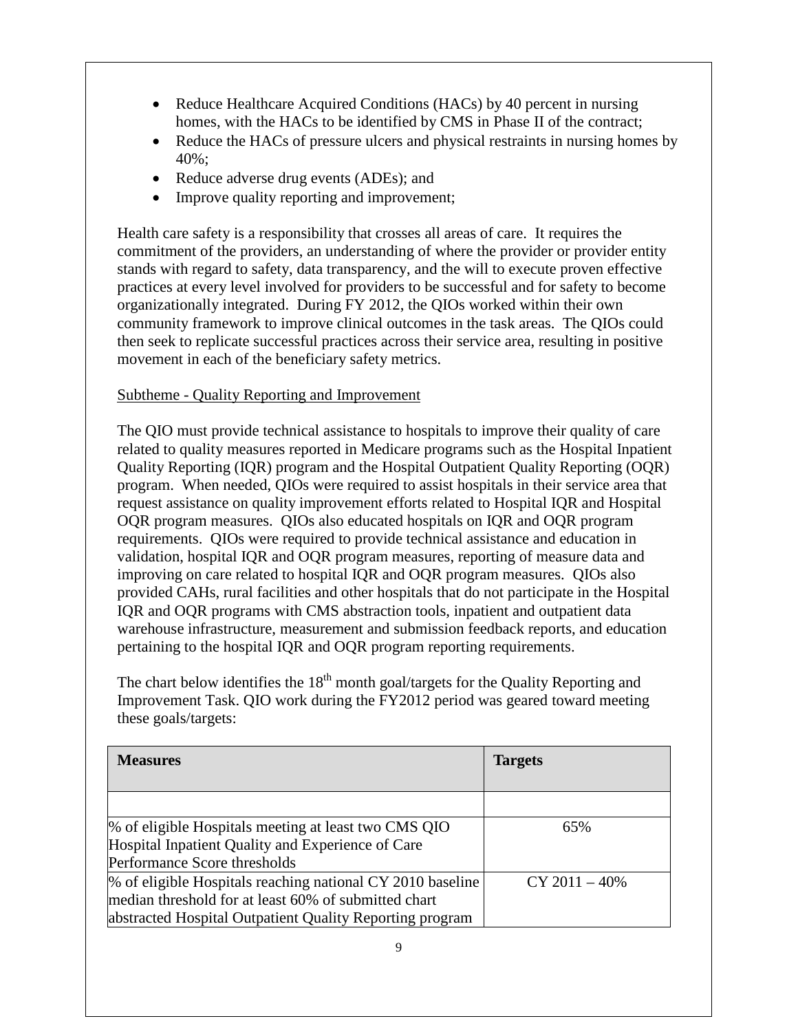- Reduce Healthcare Acquired Conditions (HACs) by 40 percent in nursing homes, with the HACs to be identified by CMS in Phase II of the contract;
- Reduce the HACs of pressure ulcers and physical restraints in nursing homes by 40%;
- Reduce adverse drug events (ADEs); and
- Improve quality reporting and improvement;

Health care safety is a responsibility that crosses all areas of care. It requires the commitment of the providers, an understanding of where the provider or provider entity stands with regard to safety, data transparency, and the will to execute proven effective practices at every level involved for providers to be successful and for safety to become organizationally integrated. During FY 2012, the QIOs worked within their own community framework to improve clinical outcomes in the task areas. The QIOs could then seek to replicate successful practices across their service area, resulting in positive movement in each of the beneficiary safety metrics.

Subtheme - Quality Reporting and Improvement

The QIO must provide technical assistance to hospitals to improve their quality of care related to quality measures reported in Medicare programs such as the Hospital Inpatient Quality Reporting (IQR) program and the Hospital Outpatient Quality Reporting (OQR) program. When needed, QIOs were required to assist hospitals in their service area that request assistance on quality improvement efforts related to Hospital IQR and Hospital OQR program measures. QIOs also educated hospitals on IQR and OQR program requirements. QIOs were required to provide technical assistance and education in validation, hospital IQR and OQR program measures, reporting of measure data and improving on care related to hospital IQR and OQR program measures. QIOs also provided CAHs, rural facilities and other hospitals that do not participate in the Hospital IQR and OQR programs with CMS abstraction tools, inpatient and outpatient data warehouse infrastructure, measurement and submission feedback reports, and education pertaining to the hospital IQR and OQR program reporting requirements.

The chart below identifies the 18th month goal/targets for the Quality Reporting and Improvement Task. QIO work during the FY2012 period was geared toward meeting these goals/targets:

| **Measures** | **Targets** |
|---|---|
| | |
| % of eligible Hospitals meeting at least two CMS QIO Hospital Inpatient Quality and Experience of Care Performance Score thresholds | 65% |
| % of eligible Hospitals reaching national CY 2010 baseline median threshold for at least 60% of submitted chart abstracted Hospital Outpatient Quality Reporting program | CY 2011 – 40% |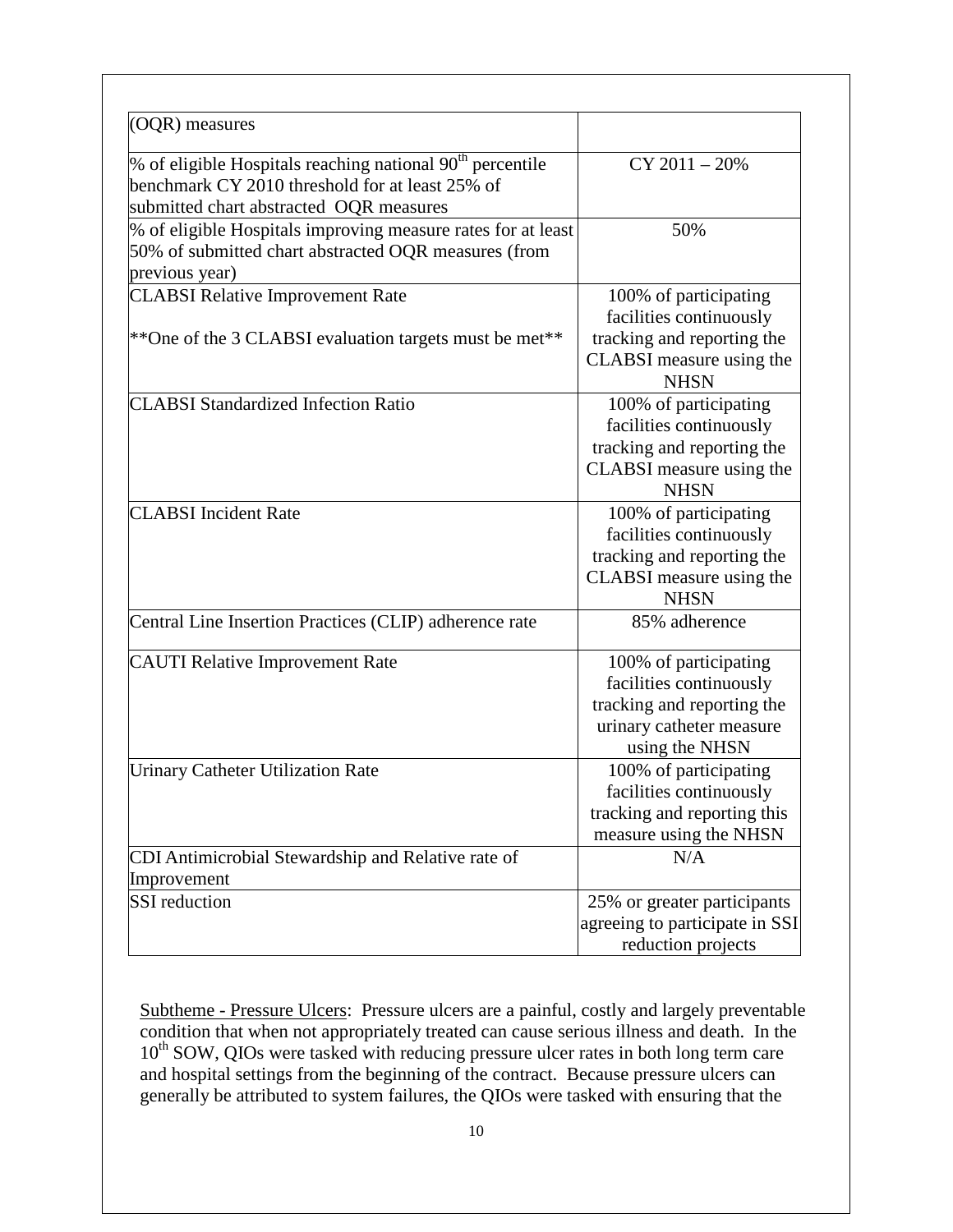| (OQR) measures | |
|---|---|
| % of eligible Hospitals reaching national 90th percentile benchmark CY 2010 threshold for at least 25% of submitted chart abstracted OQR measures | CY 2011 – 20% |
| % of eligible Hospitals improving measure rates for at least 50% of submitted chart abstracted OQR measures (from previous year) | 50% |
| CLABSI Relative Improvement Rate<br><br>**One of the 3 CLABSI evaluation targets must be met** | 100% of participating facilities continuously tracking and reporting the CLABSI measure using the NHSN |
| CLABSI Standardized Infection Ratio | 100% of participating facilities continuously tracking and reporting the CLABSI measure using the NHSN |
| CLABSI Incident Rate | 100% of participating facilities continuously tracking and reporting the CLABSI measure using the NHSN |
| Central Line Insertion Practices (CLIP) adherence rate | 85% adherence |
| CAUTI Relative Improvement Rate | 100% of participating facilities continuously tracking and reporting the urinary catheter measure using the NHSN |
| Urinary Catheter Utilization Rate | 100% of participating facilities continuously tracking and reporting this measure using the NHSN |
| CDI Antimicrobial Stewardship and Relative rate of Improvement | N/A |
| SSI reduction | 25% or greater participants agreeing to participate in SSI reduction projects |

<u>Subtheme - Pressure Ulcers</u>: Pressure ulcers are a painful, costly and largely preventable condition that when not appropriately treated can cause serious illness and death. In the 10th SOW, QIOs were tasked with reducing pressure ulcer rates in both long term care and hospital settings from the beginning of the contract. Because pressure ulcers can generally be attributed to system failures, the QIOs were tasked with ensuring that the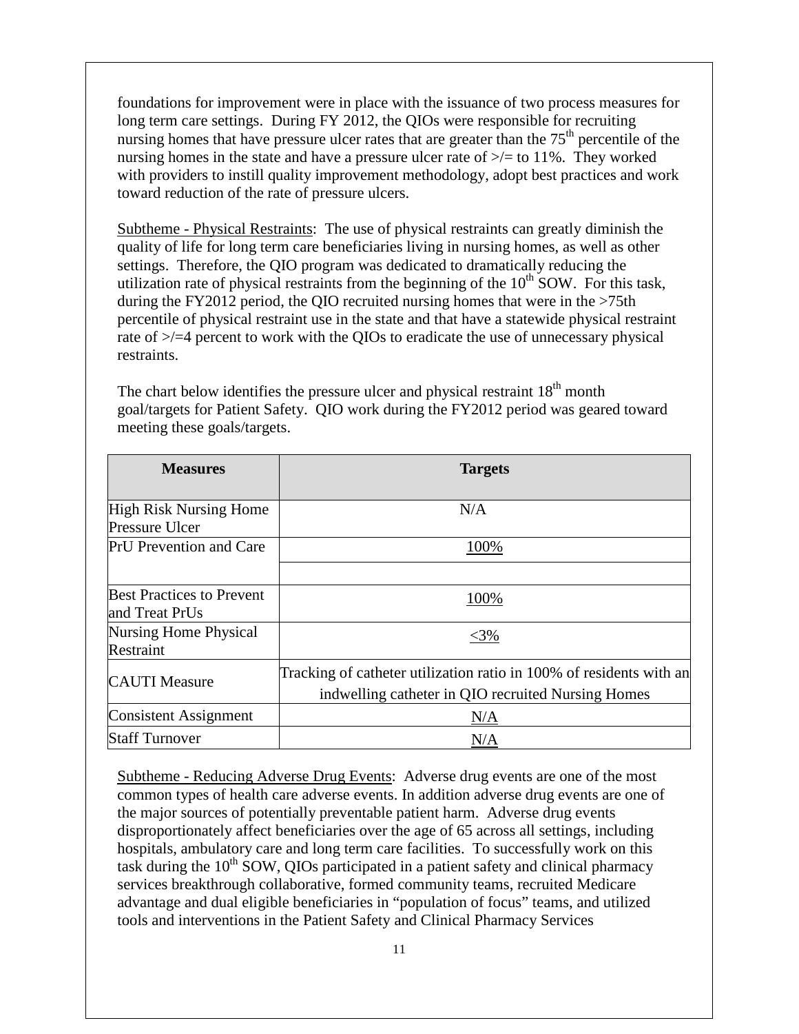foundations for improvement were in place with the issuance of two process measures for long term care settings. During FY 2012, the QIOs were responsible for recruiting nursing homes that have pressure ulcer rates that are greater than the 75th percentile of the nursing homes in the state and have a pressure ulcer rate of >/= to 11%. They worked with providers to instill quality improvement methodology, adopt best practices and work toward reduction of the rate of pressure ulcers.

Subtheme - Physical Restraints: The use of physical restraints can greatly diminish the quality of life for long term care beneficiaries living in nursing homes, as well as other settings. Therefore, the QIO program was dedicated to dramatically reducing the utilization rate of physical restraints from the beginning of the 10th SOW. For this task, during the FY2012 period, the QIO recruited nursing homes that were in the >75th percentile of physical restraint use in the state and that have a statewide physical restraint rate of >/=4 percent to work with the QIOs to eradicate the use of unnecessary physical restraints.

The chart below identifies the pressure ulcer and physical restraint 18th month goal/targets for Patient Safety. QIO work during the FY2012 period was geared toward meeting these goals/targets.

| Measures | Targets |
|---|---|
| High Risk Nursing Home Pressure Ulcer | N/A |
| PrU Prevention and Care | 100% |
| | |
| Best Practices to Prevent and Treat PrUs | 100% |
| Nursing Home Physical Restraint | <3% |
| CAUTI Measure | Tracking of catheter utilization ratio in 100% of residents with an indwelling catheter in QIO recruited Nursing Homes |
| Consistent Assignment | N/A |
| Staff Turnover | N/A |

Subtheme - Reducing Adverse Drug Events: Adverse drug events are one of the most common types of health care adverse events. In addition adverse drug events are one of the major sources of potentially preventable patient harm. Adverse drug events disproportionately affect beneficiaries over the age of 65 across all settings, including hospitals, ambulatory care and long term care facilities. To successfully work on this task during the 10th SOW, QIOs participated in a patient safety and clinical pharmacy services breakthrough collaborative, formed community teams, recruited Medicare advantage and dual eligible beneficiaries in "population of focus" teams, and utilized tools and interventions in the Patient Safety and Clinical Pharmacy Services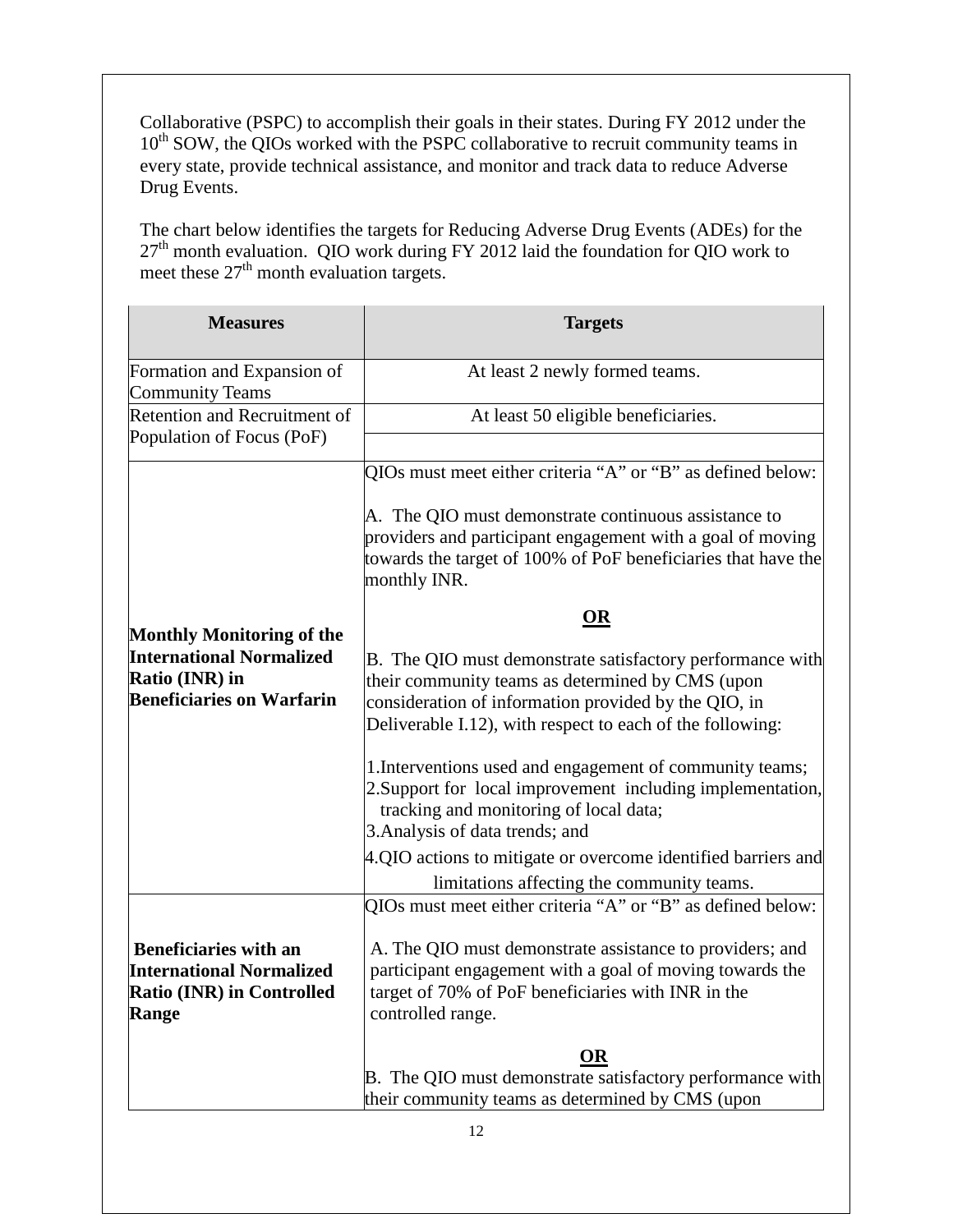Collaborative (PSPC) to accomplish their goals in their states. During FY 2012 under the 10th SOW, the QIOs worked with the PSPC collaborative to recruit community teams in every state, provide technical assistance, and monitor and track data to reduce Adverse Drug Events.

The chart below identifies the targets for Reducing Adverse Drug Events (ADEs) for the 27th month evaluation. QIO work during FY 2012 laid the foundation for QIO work to meet these 27th month evaluation targets.

| Measures | Targets |
|---|---|
| Formation and Expansion of Community Teams | At least 2 newly formed teams. |
| Retention and Recruitment of Population of Focus (PoF) | At least 50 eligible beneficiaries. |
| **Monthly Monitoring of the International Normalized Ratio (INR) in Beneficiaries on Warfarin** | QIOs must meet either criteria "A" or "B" as defined below:<br><br>A. The QIO must demonstrate continuous assistance to providers and participant engagement with a goal of moving towards the target of 100% of PoF beneficiaries that have the monthly INR.<br><br>**OR**<br><br>B. The QIO must demonstrate satisfactory performance with their community teams as determined by CMS (upon consideration of information provided by the QIO, in Deliverable I.12), with respect to each of the following:<br><br>1. Interventions used and engagement of community teams;<br>2. Support for local improvement including implementation, tracking and monitoring of local data;<br>3. Analysis of data trends; and<br>4. QIO actions to mitigate or overcome identified barriers and limitations affecting the community teams. |
| **Beneficiaries with an International Normalized Ratio (INR) in Controlled Range** | QIOs must meet either criteria "A" or "B" as defined below:<br><br>A. The QIO must demonstrate assistance to providers; and participant engagement with a goal of moving towards the target of 70% of PoF beneficiaries with INR in the controlled range.<br><br>**OR**<br><br>B. The QIO must demonstrate satisfactory performance with their community teams as determined by CMS (upon |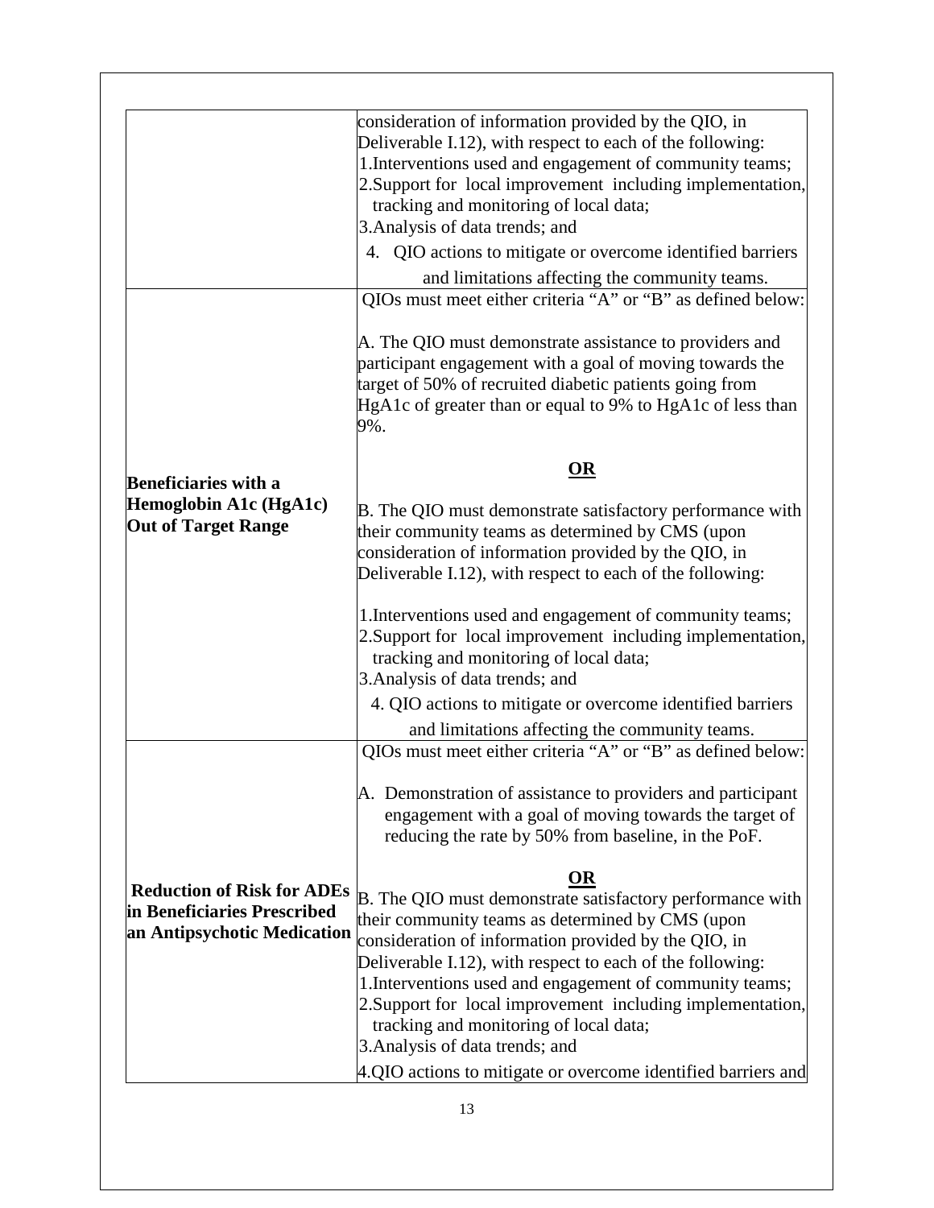| | |
|---|---|
| | consideration of information provided by the QIO, in Deliverable I.12), with respect to each of the following:<br>1.Interventions used and engagement of community teams;<br>2.Support for local improvement including implementation, tracking and monitoring of local data;<br>3.Analysis of data trends; and<br>4. QIO actions to mitigate or overcome identified barriers and limitations affecting the community teams. |
| **Beneficiaries with a Hemoglobin A1c (HgA1c) Out of Target Range** | QIOs must meet either criteria "A" or "B" as defined below:<br><br>A. The QIO must demonstrate assistance to providers and participant engagement with a goal of moving towards the target of 50% of recruited diabetic patients going from HgA1c of greater than or equal to 9% to HgA1c of less than 9%.<br><br>**OR**<br><br>B. The QIO must demonstrate satisfactory performance with their community teams as determined by CMS (upon consideration of information provided by the QIO, in Deliverable I.12), with respect to each of the following:<br><br>1.Interventions used and engagement of community teams;<br>2.Support for local improvement including implementation, tracking and monitoring of local data;<br>3.Analysis of data trends; and<br>4. QIO actions to mitigate or overcome identified barriers and limitations affecting the community teams. |
| **Reduction of Risk for ADEs in Beneficiaries Prescribed an Antipsychotic Medication** | QIOs must meet either criteria "A" or "B" as defined below:<br><br>A. Demonstration of assistance to providers and participant engagement with a goal of moving towards the target of reducing the rate by 50% from baseline, in the PoF.<br><br>**OR**<br><br>B. The QIO must demonstrate satisfactory performance with their community teams as determined by CMS (upon consideration of information provided by the QIO, in Deliverable I.12), with respect to each of the following:<br>1.Interventions used and engagement of community teams;<br>2.Support for local improvement including implementation, tracking and monitoring of local data;<br>3.Analysis of data trends; and<br>4.QIO actions to mitigate or overcome identified barriers and |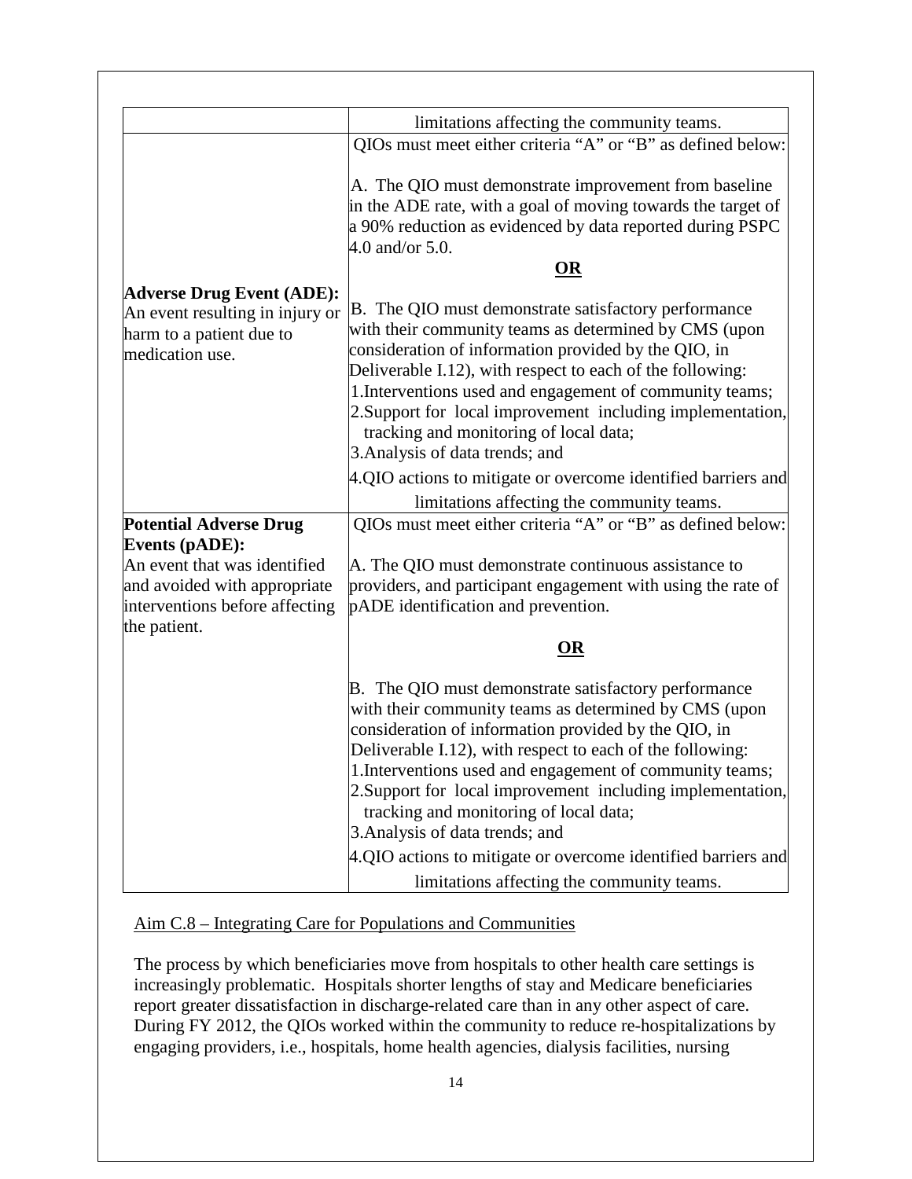| | |
|---|---|
| | limitations affecting the community teams. |
| **Adverse Drug Event (ADE):** An event resulting in injury or harm to a patient due to medication use. | QIOs must meet either criteria "A" or "B" as defined below:<br><br>A. The QIO must demonstrate improvement from baseline in the ADE rate, with a goal of moving towards the target of a 90% reduction as evidenced by data reported during PSPC 4.0 and/or 5.0.<br><br>**OR**<br><br>B. The QIO must demonstrate satisfactory performance with their community teams as determined by CMS (upon consideration of information provided by the QIO, in Deliverable I.12), with respect to each of the following:<br>1. Interventions used and engagement of community teams;<br>2. Support for local improvement including implementation, tracking and monitoring of local data;<br>3. Analysis of data trends; and<br>4. QIO actions to mitigate or overcome identified barriers and limitations affecting the community teams. |
| **Potential Adverse Drug Events (pADE):** An event that was identified and avoided with appropriate interventions before affecting the patient. | QIOs must meet either criteria "A" or "B" as defined below:<br><br>A. The QIO must demonstrate continuous assistance to providers, and participant engagement with using the rate of pADE identification and prevention.<br><br>**OR**<br><br>B. The QIO must demonstrate satisfactory performance with their community teams as determined by CMS (upon consideration of information provided by the QIO, in Deliverable I.12), with respect to each of the following:<br>1. Interventions used and engagement of community teams;<br>2. Support for local improvement including implementation, tracking and monitoring of local data;<br>3. Analysis of data trends; and<br>4. QIO actions to mitigate or overcome identified barriers and limitations affecting the community teams. |

Aim C.8 – Integrating Care for Populations and Communities

The process by which beneficiaries move from hospitals to other health care settings is increasingly problematic. Hospitals shorter lengths of stay and Medicare beneficiaries report greater dissatisfaction in discharge-related care than in any other aspect of care. During FY 2012, the QIOs worked within the community to reduce re-hospitalizations by engaging providers, i.e., hospitals, home health agencies, dialysis facilities, nursing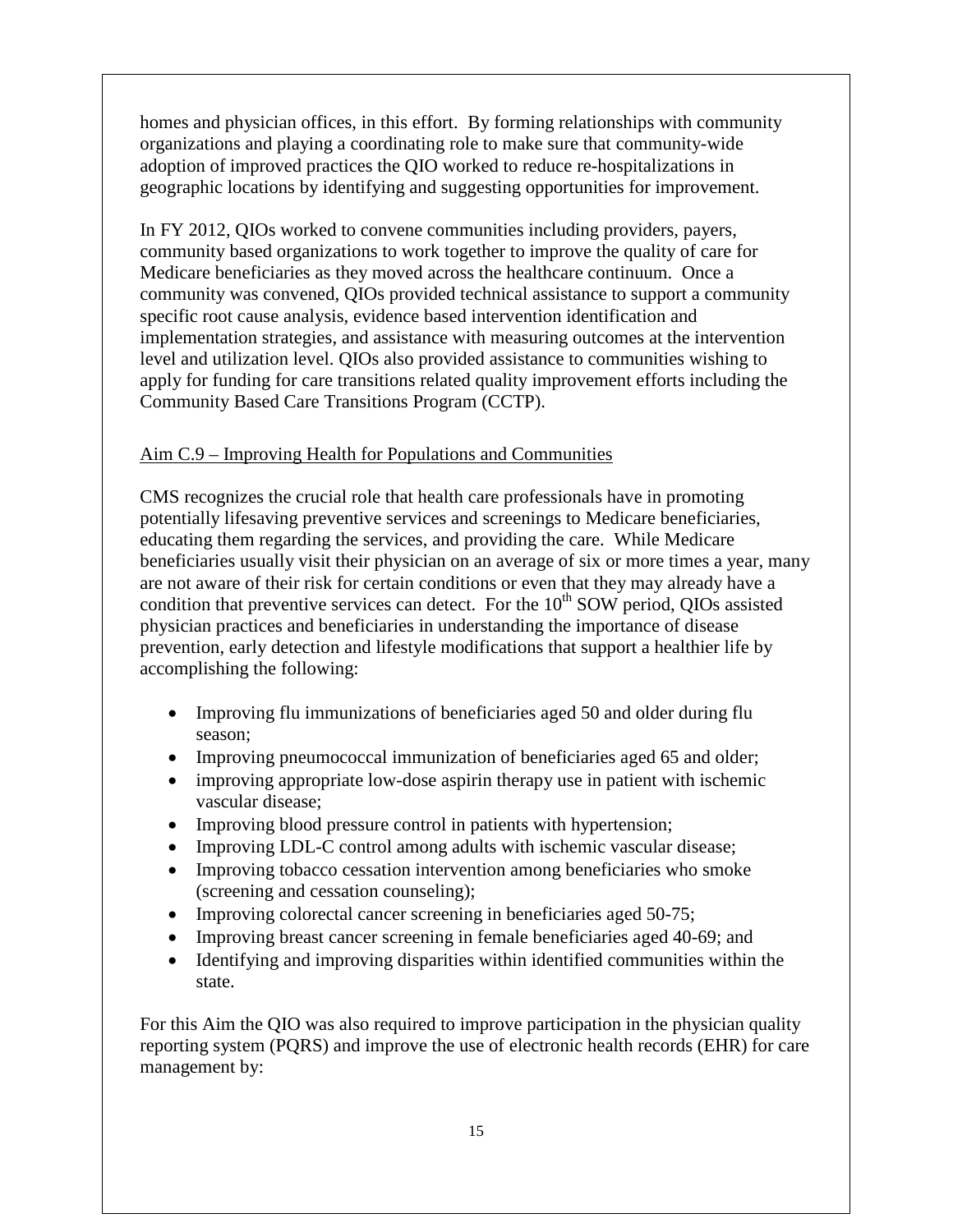homes and physician offices, in this effort. By forming relationships with community organizations and playing a coordinating role to make sure that community-wide adoption of improved practices the QIO worked to reduce re-hospitalizations in geographic locations by identifying and suggesting opportunities for improvement.

In FY 2012, QIOs worked to convene communities including providers, payers, community based organizations to work together to improve the quality of care for Medicare beneficiaries as they moved across the healthcare continuum. Once a community was convened, QIOs provided technical assistance to support a community specific root cause analysis, evidence based intervention identification and implementation strategies, and assistance with measuring outcomes at the intervention level and utilization level. QIOs also provided assistance to communities wishing to apply for funding for care transitions related quality improvement efforts including the Community Based Care Transitions Program (CCTP).

Aim C.9 – Improving Health for Populations and Communities

CMS recognizes the crucial role that health care professionals have in promoting potentially lifesaving preventive services and screenings to Medicare beneficiaries, educating them regarding the services, and providing the care. While Medicare beneficiaries usually visit their physician on an average of six or more times a year, many are not aware of their risk for certain conditions or even that they may already have a condition that preventive services can detect. For the 10th SOW period, QIOs assisted physician practices and beneficiaries in understanding the importance of disease prevention, early detection and lifestyle modifications that support a healthier life by accomplishing the following:

- Improving flu immunizations of beneficiaries aged 50 and older during flu season;
- Improving pneumococcal immunization of beneficiaries aged 65 and older;
- improving appropriate low-dose aspirin therapy use in patient with ischemic vascular disease;
- Improving blood pressure control in patients with hypertension;
- Improving LDL-C control among adults with ischemic vascular disease;
- Improving tobacco cessation intervention among beneficiaries who smoke (screening and cessation counseling);
- Improving colorectal cancer screening in beneficiaries aged 50-75;
- Improving breast cancer screening in female beneficiaries aged 40-69; and
- Identifying and improving disparities within identified communities within the state.

For this Aim the QIO was also required to improve participation in the physician quality reporting system (PQRS) and improve the use of electronic health records (EHR) for care management by: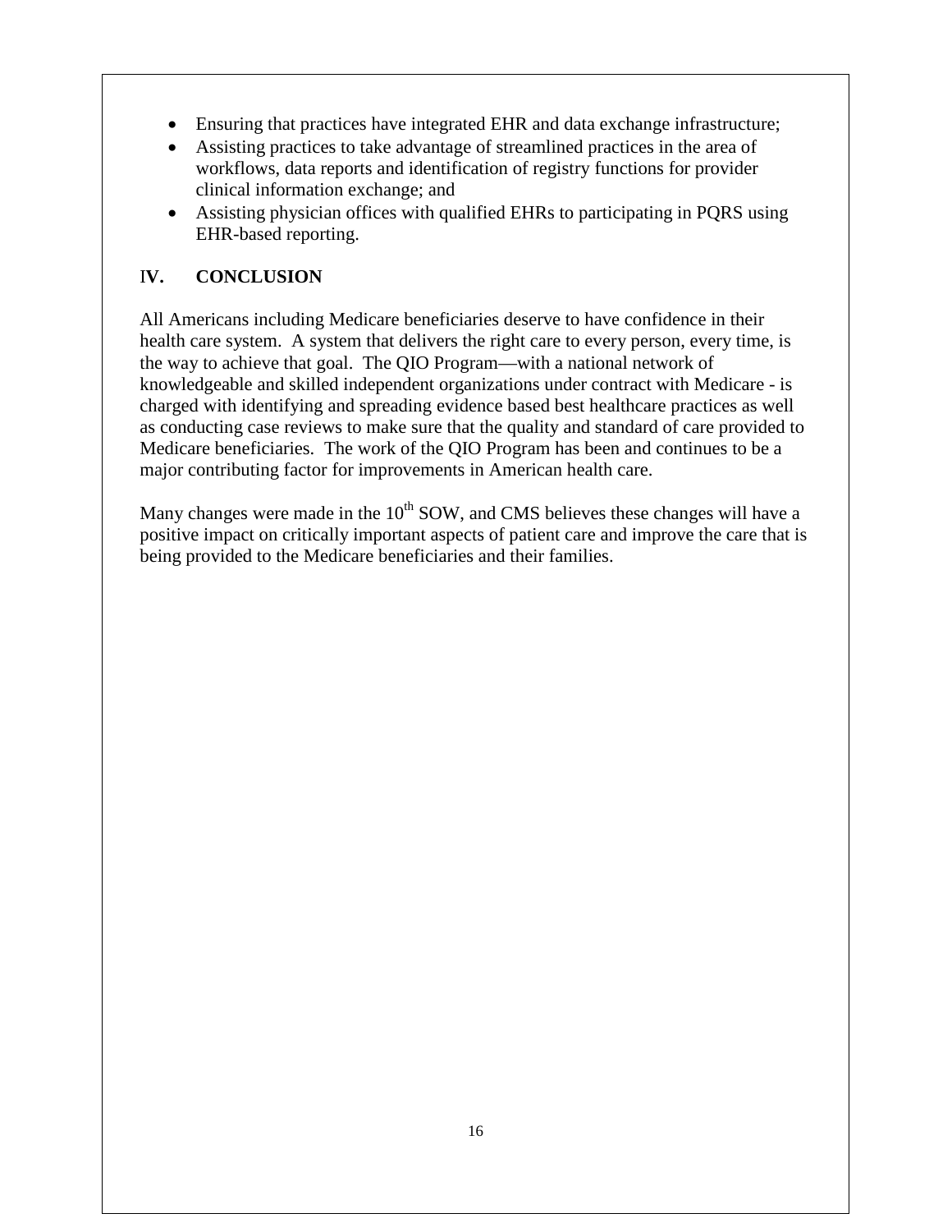- Ensuring that practices have integrated EHR and data exchange infrastructure;
- Assisting practices to take advantage of streamlined practices in the area of workflows, data reports and identification of registry functions for provider clinical information exchange; and
- Assisting physician offices with qualified EHRs to participating in PQRS using EHR-based reporting.

## IV. CONCLUSION

All Americans including Medicare beneficiaries deserve to have confidence in their health care system. A system that delivers the right care to every person, every time, is the way to achieve that goal. The QIO Program—with a national network of knowledgeable and skilled independent organizations under contract with Medicare - is charged with identifying and spreading evidence based best healthcare practices as well as conducting case reviews to make sure that the quality and standard of care provided to Medicare beneficiaries. The work of the QIO Program has been and continues to be a major contributing factor for improvements in American health care.

Many changes were made in the 10th SOW, and CMS believes these changes will have a positive impact on critically important aspects of patient care and improve the care that is being provided to the Medicare beneficiaries and their families.